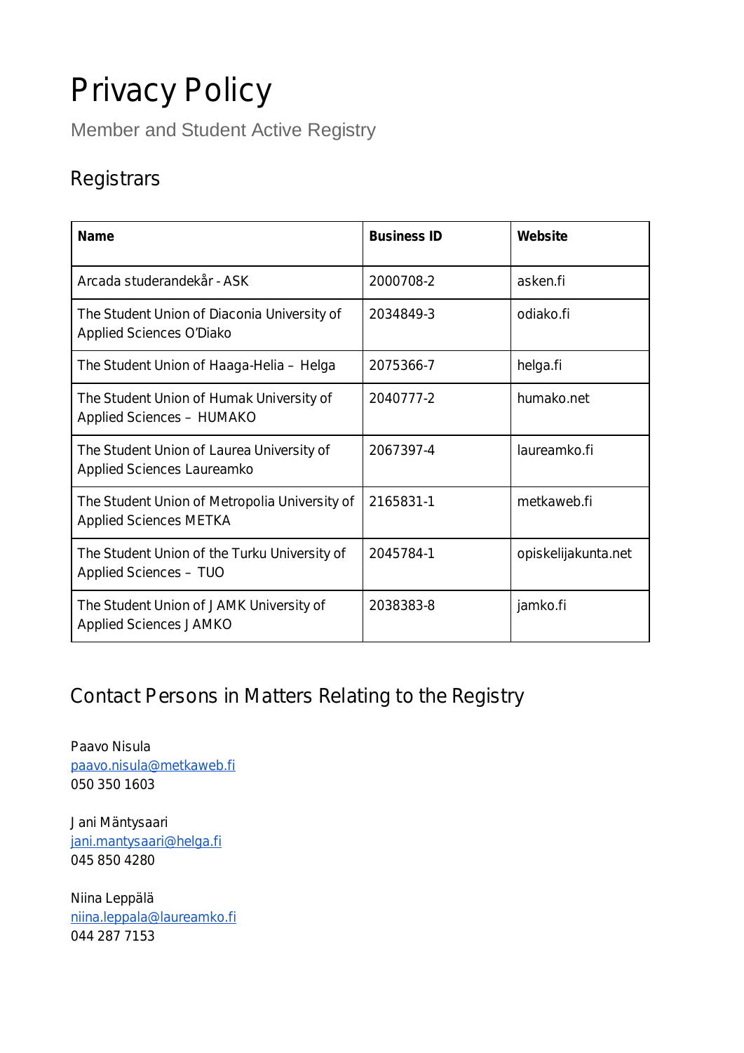# Privacy Policy

Member and Student Active Registry

## Registrars

| Name | Business ID | Website |
| --- | --- | --- |
| Arcada studerandekår - ASK | 2000708-2 | asken.fi |
| The Student Union of Diaconia University of Applied Sciences O'Diako | 2034849-3 | odiako.fi |
| The Student Union of Haaga-Helia – Helga | 2075366-7 | helga.fi |
| The Student Union of Humak University of Applied Sciences – HUMAKO | 2040777-2 | humako.net |
| The Student Union of Laurea University of Applied Sciences Laureamko | 2067397-4 | laureamko.fi |
| The Student Union of Metropolia University of Applied Sciences METKA | 2165831-1 | metkaweb.fi |
| The Student Union of the Turku University of Applied Sciences – TUO | 2045784-1 | opiskelijakunta.net |
| The Student Union of JAMK University of Applied Sciences JAMKO | 2038383-8 | jamko.fi |

## Contact Persons in Matters Relating to the Registry

Paavo Nisula
paavo.nisula@metkaweb.fi
050 350 1603

Jani Mäntysaari
jani.mantysaari@helga.fi
045 850 4280

Niina Leppälä
niina.leppala@laureamko.fi
044 287 7153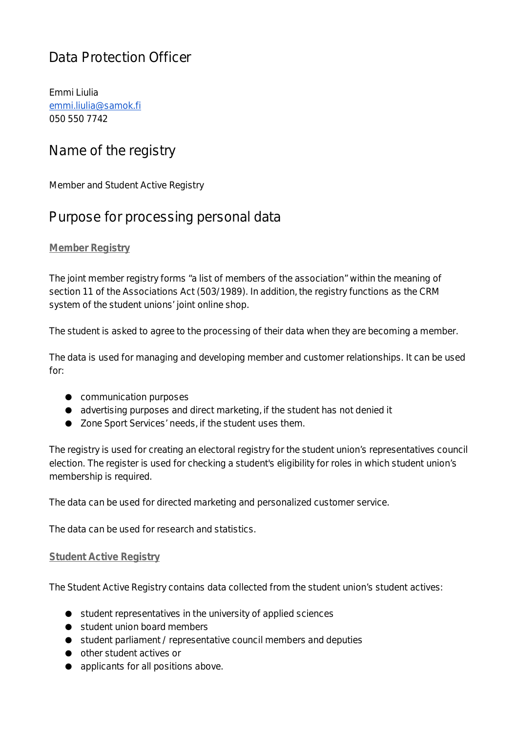## Data Protection Officer

Emmi Liulia
[emmi.liulia@samok.fi](mailto:emmi.liulia@samok.fi)
050 550 7742

## Name of the registry

Member and Student Active Registry

## Purpose for processing personal data

### Member Registry

The joint member registry forms "a list of members of the association" within the meaning of section 11 of the Associations Act (503/1989). In addition, the registry functions as the CRM system of the student unions' joint online shop.

The student is asked to agree to the processing of their data when they are becoming a member.

The data is used for managing and developing member and customer relationships. It can be used for:

- communication purposes
- advertising purposes and direct marketing, if the student has not denied it
- Zone Sport Services' needs, if the student uses them.

The registry is used for creating an electoral registry for the student union's representatives council election. The register is used for checking a student's eligibility for roles in which student union's membership is required.

The data can be used for directed marketing and personalized customer service.

The data can be used for research and statistics.

### Student Active Registry

The Student Active Registry contains data collected from the student union's student actives:

- student representatives in the university of applied sciences
- student union board members
- student parliament / representative council members and deputies
- other student actives or
- applicants for all positions above.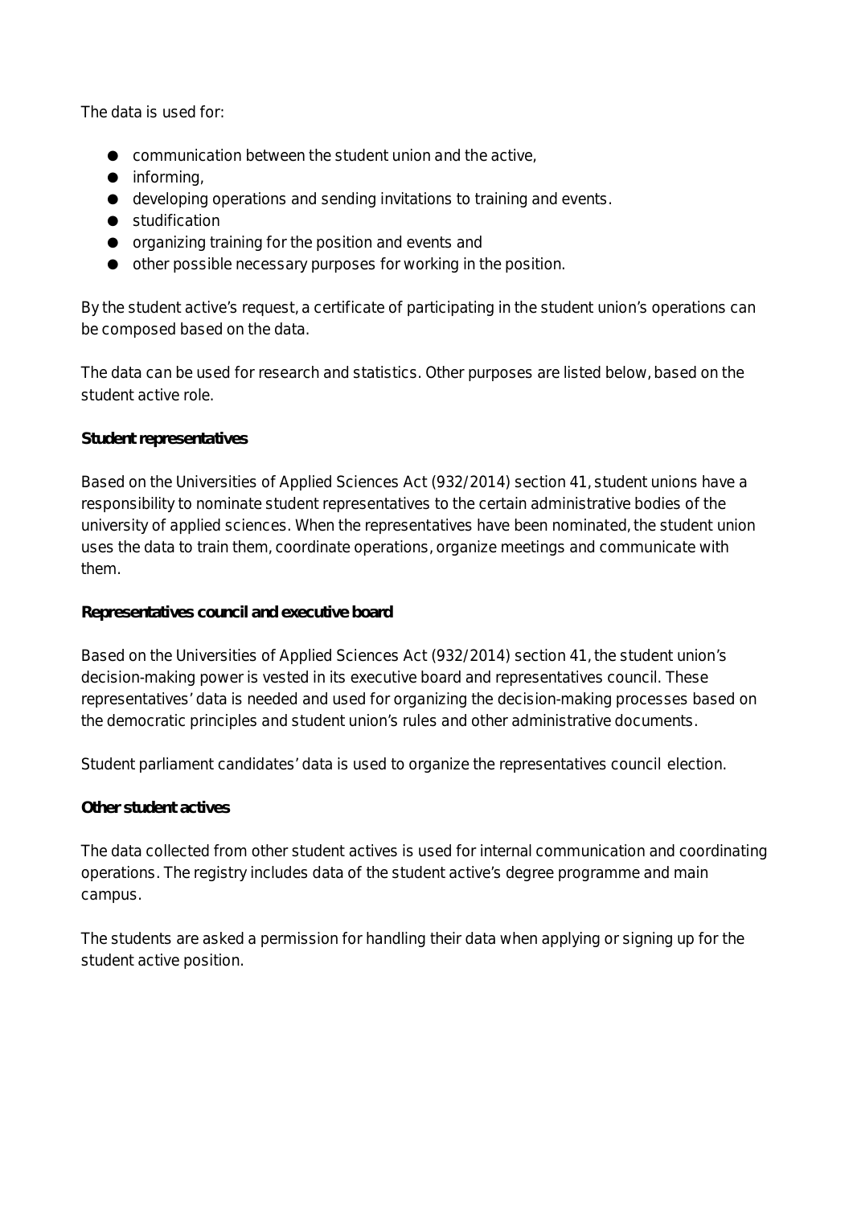The data is used for:

- communication between the student union and the active,
- informing,
- developing operations and sending invitations to training and events.
- studification
- organizing training for the position and events and
- other possible necessary purposes for working in the position.

By the student active's request, a certificate of participating in the student union's operations can be composed based on the data.

The data can be used for research and statistics. Other purposes are listed below, based on the student active role.

**Student representatives**

Based on the Universities of Applied Sciences Act (932/2014) section 41, student unions have a responsibility to nominate student representatives to the certain administrative bodies of the university of applied sciences. When the representatives have been nominated, the student union uses the data to train them, coordinate operations, organize meetings and communicate with them.

**Representatives council and executive board**

Based on the Universities of Applied Sciences Act (932/2014) section 41, the student union's decision-making power is vested in its executive board and representatives council. These representatives' data is needed and used for organizing the decision-making processes based on the democratic principles and student union's rules and other administrative documents.

Student parliament candidates' data is used to organize the representatives council election.

**Other student actives**

The data collected from other student actives is used for internal communication and coordinating operations. The registry includes data of the student active's degree programme and main campus.

The students are asked a permission for handling their data when applying or signing up for the student active position.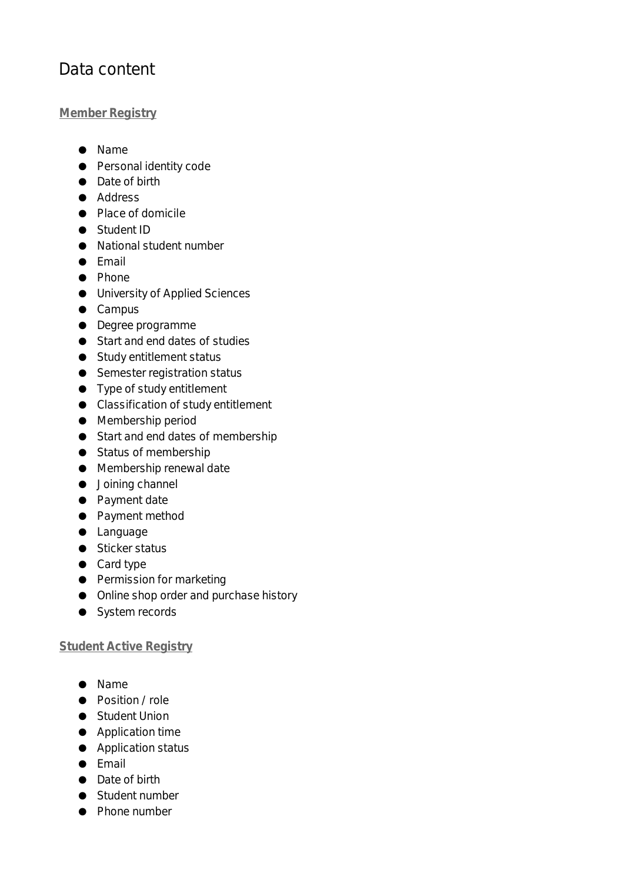# Data content

**Member Registry**

- Name
- Personal identity code
- Date of birth
- Address
- Place of domicile
- Student ID
- National student number
- Email
- Phone
- University of Applied Sciences
- Campus
- Degree programme
- Start and end dates of studies
- Study entitlement status
- Semester registration status
- Type of study entitlement
- Classification of study entitlement
- Membership period
- Start and end dates of membership
- Status of membership
- Membership renewal date
- Joining channel
- Payment date
- Payment method
- Language
- Sticker status
- Card type
- Permission for marketing
- Online shop order and purchase history
- System records

**Student Active Registry**

- Name
- Position / role
- Student Union
- Application time
- Application status
- Email
- Date of birth
- Student number
- Phone number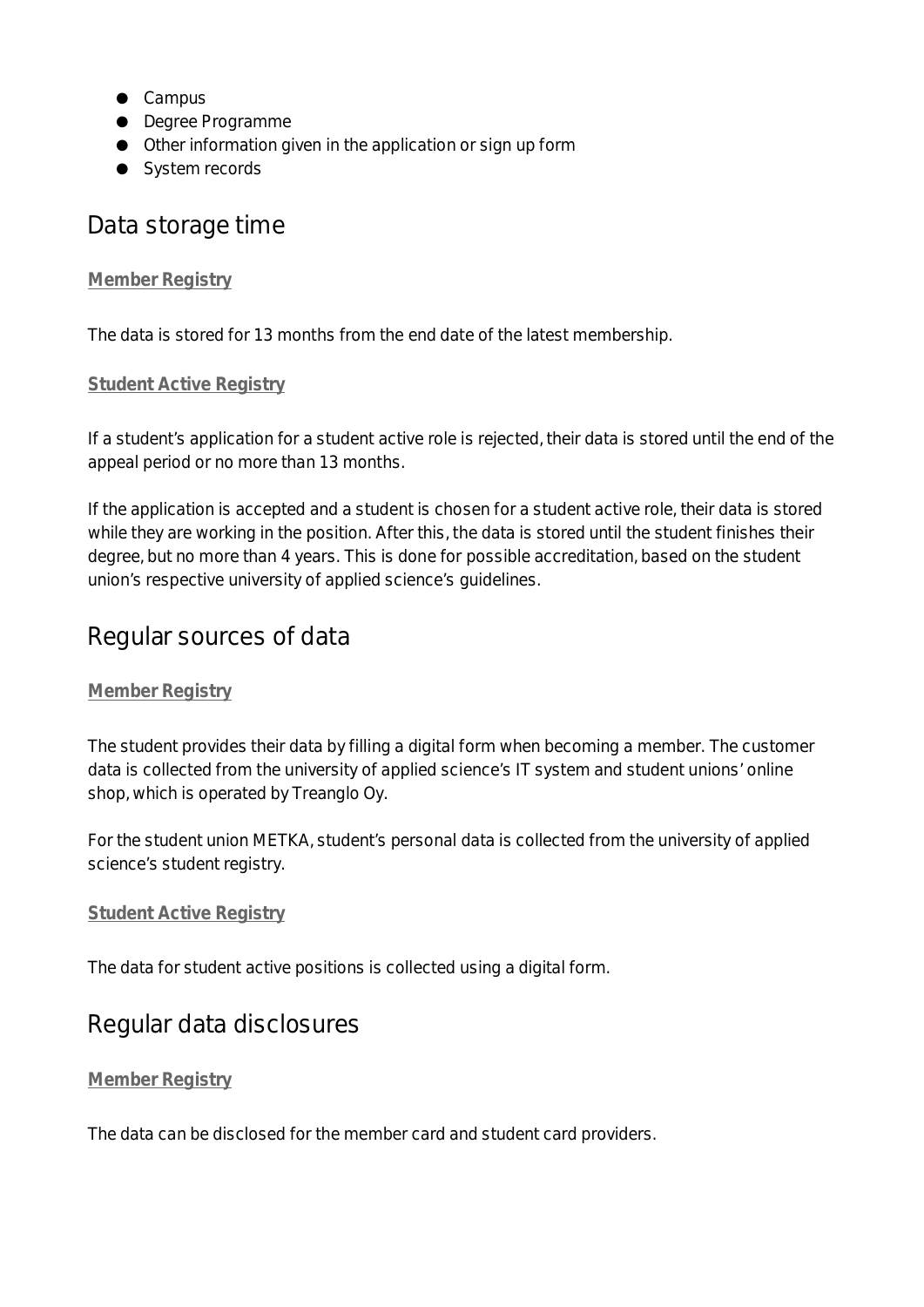- Campus
- Degree Programme
- Other information given in the application or sign up form
- System records

## Data storage time

### Member Registry

The data is stored for 13 months from the end date of the latest membership.

### Student Active Registry

If a student's application for a student active role is rejected, their data is stored until the end of the appeal period or no more than 13 months.

If the application is accepted and a student is chosen for a student active role, their data is stored while they are working in the position. After this, the data is stored until the student finishes their degree, but no more than 4 years. This is done for possible accreditation, based on the student union's respective university of applied science's guidelines.

## Regular sources of data

### Member Registry

The student provides their data by filling a digital form when becoming a member. The customer data is collected from the university of applied science's IT system and student unions' online shop, which is operated by Treanglo Oy.

For the student union METKA, student's personal data is collected from the university of applied science's student registry.

### Student Active Registry

The data for student active positions is collected using a digital form.

## Regular data disclosures

### Member Registry

The data can be disclosed for the member card and student card providers.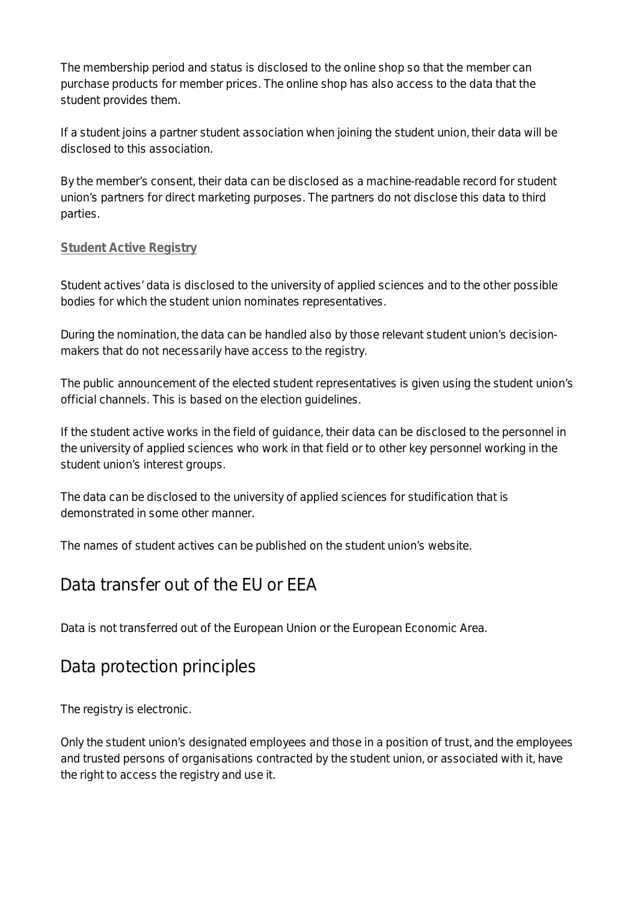The membership period and status is disclosed to the online shop so that the member can purchase products for member prices. The online shop has also access to the data that the student provides them.

If a student joins a partner student association when joining the student union, their data will be disclosed to this association.

By the member's consent, their data can be disclosed as a machine-readable record for student union's partners for direct marketing purposes. The partners do not disclose this data to third parties.

### Student Active Registry

Student actives' data is disclosed to the university of applied sciences and to the other possible bodies for which the student union nominates representatives.

During the nomination, the data can be handled also by those relevant student union's decision-makers that do not necessarily have access to the registry.

The public announcement of the elected student representatives is given using the student union's official channels. This is based on the election guidelines.

If the student active works in the field of guidance, their data can be disclosed to the personnel in the university of applied sciences who work in that field or to other key personnel working in the student union's interest groups.

The data can be disclosed to the university of applied sciences for studification that is demonstrated in some other manner.

The names of student actives can be published on the student union's website.

## Data transfer out of the EU or EEA

Data is not transferred out of the European Union or the European Economic Area.

## Data protection principles

The registry is electronic.

Only the student union's designated employees and those in a position of trust, and the employees and trusted persons of organisations contracted by the student union, or associated with it, have the right to access the registry and use it.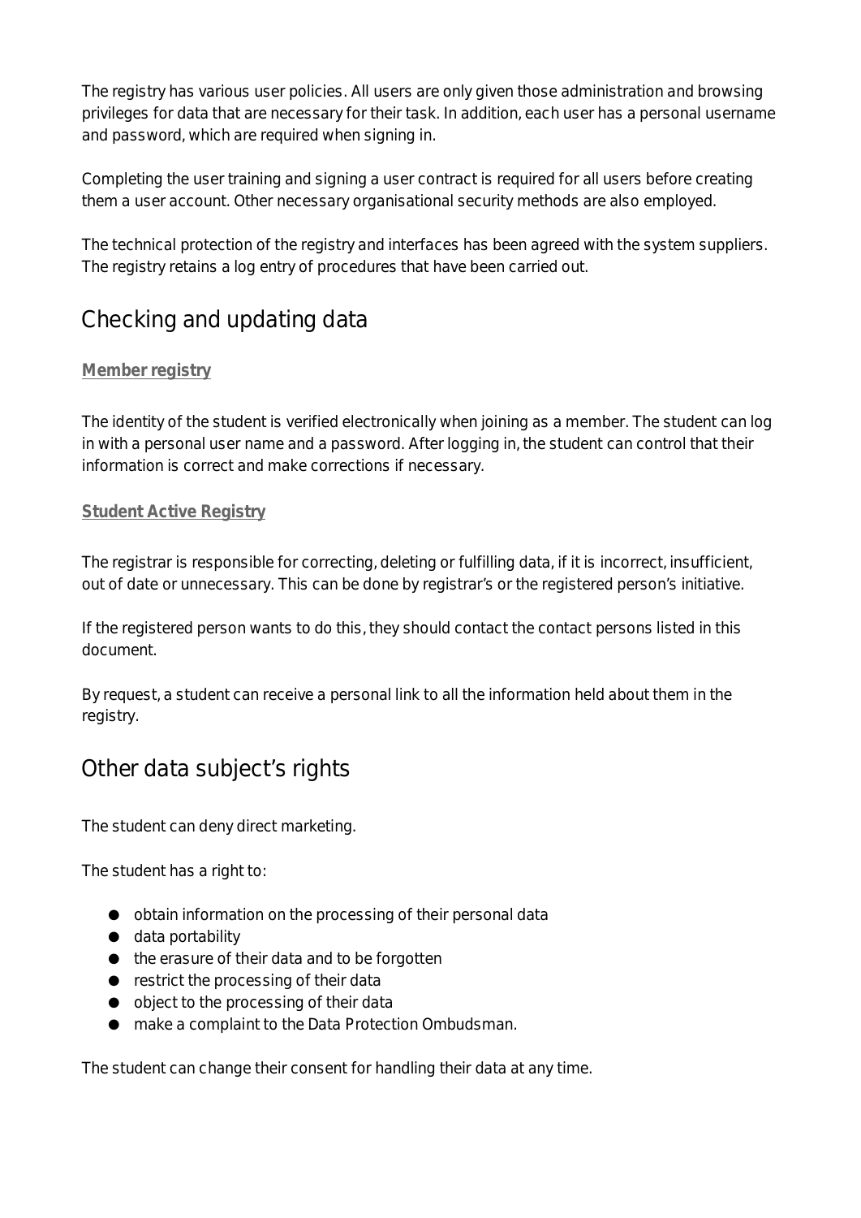The registry has various user policies. All users are only given those administration and browsing privileges for data that are necessary for their task. In addition, each user has a personal username and password, which are required when signing in.

Completing the user training and signing a user contract is required for all users before creating them a user account. Other necessary organisational security methods are also employed.

The technical protection of the registry and interfaces has been agreed with the system suppliers. The registry retains a log entry of procedures that have been carried out.

## Checking and updating data

### Member registry

The identity of the student is verified electronically when joining as a member. The student can log in with a personal user name and a password. After logging in, the student can control that their information is correct and make corrections if necessary.

### Student Active Registry

The registrar is responsible for correcting, deleting or fulfilling data, if it is incorrect, insufficient, out of date or unnecessary. This can be done by registrar's or the registered person's initiative.

If the registered person wants to do this, they should contact the contact persons listed in this document.

By request, a student can receive a personal link to all the information held about them in the registry.

## Other data subject's rights

The student can deny direct marketing.

The student has a right to:

- obtain information on the processing of their personal data
- data portability
- the erasure of their data and to be forgotten
- restrict the processing of their data
- object to the processing of their data
- make a complaint to the Data Protection Ombudsman.

The student can change their consent for handling their data at any time.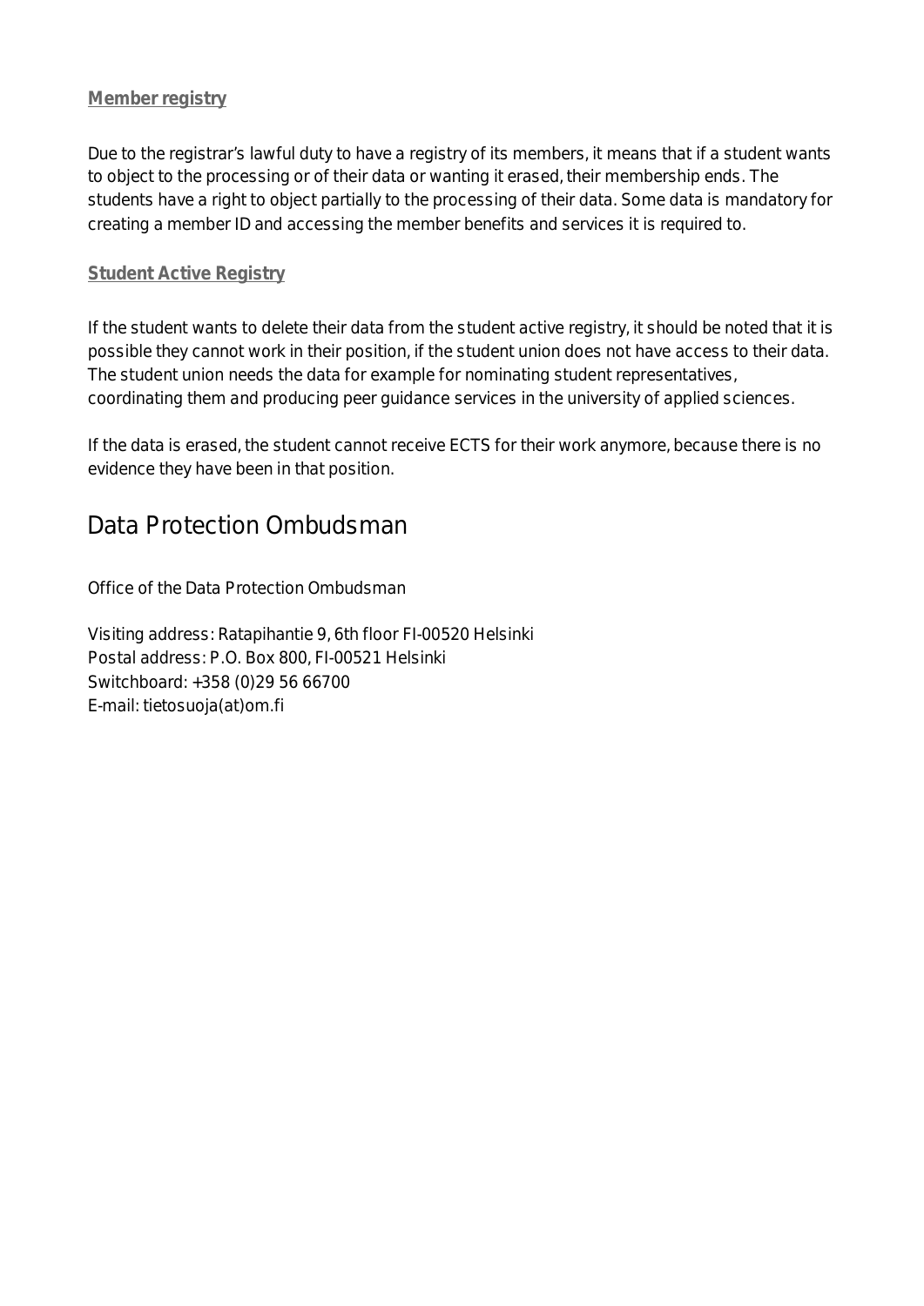### Member registry

Due to the registrar's lawful duty to have a registry of its members, it means that if a student wants to object to the processing or of their data or wanting it erased, their membership ends. The students have a right to object partially to the processing of their data. Some data is mandatory for creating a member ID and accessing the member benefits and services it is required to.

### Student Active Registry

If the student wants to delete their data from the student active registry, it should be noted that it is possible they cannot work in their position, if the student union does not have access to their data. The student union needs the data for example for nominating student representatives, coordinating them and producing peer guidance services in the university of applied sciences.

If the data is erased, the student cannot receive ECTS for their work anymore, because there is no evidence they have been in that position.

## Data Protection Ombudsman

Office of the Data Protection Ombudsman

Visiting address: Ratapihantie 9, 6th floor FI-00520 Helsinki
Postal address: P.O. Box 800, FI-00521 Helsinki
Switchboard: +358 (0)29 56 66700
E-mail: tietosuoja(at)om.fi